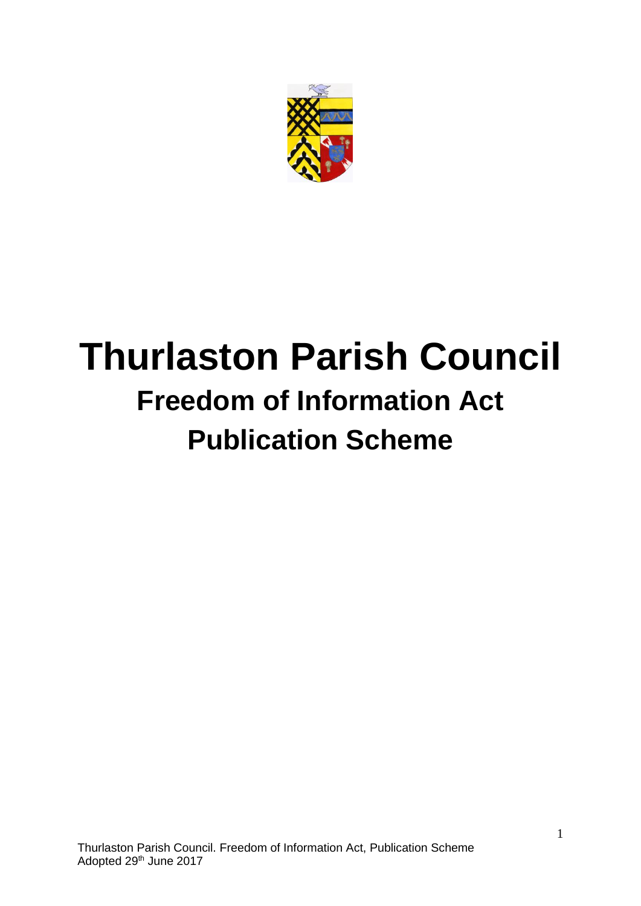# Thurlaston Parish Council

## Freedom of Information Act

## Publication Scheme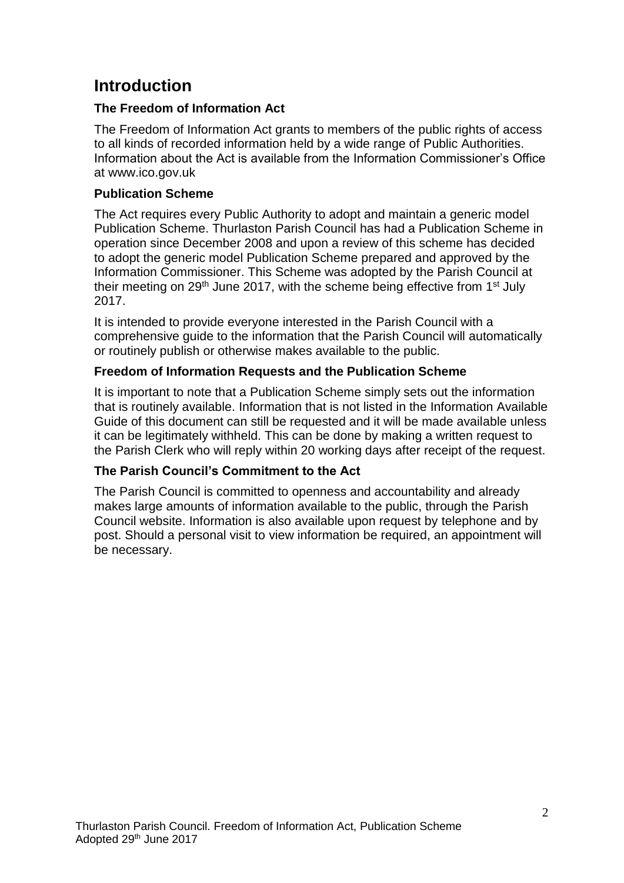# Introduction

### The Freedom of Information Act

The Freedom of Information Act grants to members of the public rights of access to all kinds of recorded information held by a wide range of Public Authorities. Information about the Act is available from the Information Commissioner's Office at www.ico.gov.uk

### Publication Scheme

The Act requires every Public Authority to adopt and maintain a generic model Publication Scheme. Thurlaston Parish Council has had a Publication Scheme in operation since December 2008 and upon a review of this scheme has decided to adopt the generic model Publication Scheme prepared and approved by the Information Commissioner. This Scheme was adopted by the Parish Council at their meeting on 29th June 2017, with the scheme being effective from 1st July 2017.

It is intended to provide everyone interested in the Parish Council with a comprehensive guide to the information that the Parish Council will automatically or routinely publish or otherwise makes available to the public.

### Freedom of Information Requests and the Publication Scheme

It is important to note that a Publication Scheme simply sets out the information that is routinely available. Information that is not listed in the Information Available Guide of this document can still be requested and it will be made available unless it can be legitimately withheld. This can be done by making a written request to the Parish Clerk who will reply within 20 working days after receipt of the request.

### The Parish Council's Commitment to the Act

The Parish Council is committed to openness and accountability and already makes large amounts of information available to the public, through the Parish Council website. Information is also available upon request by telephone and by post. Should a personal visit to view information be required, an appointment will be necessary.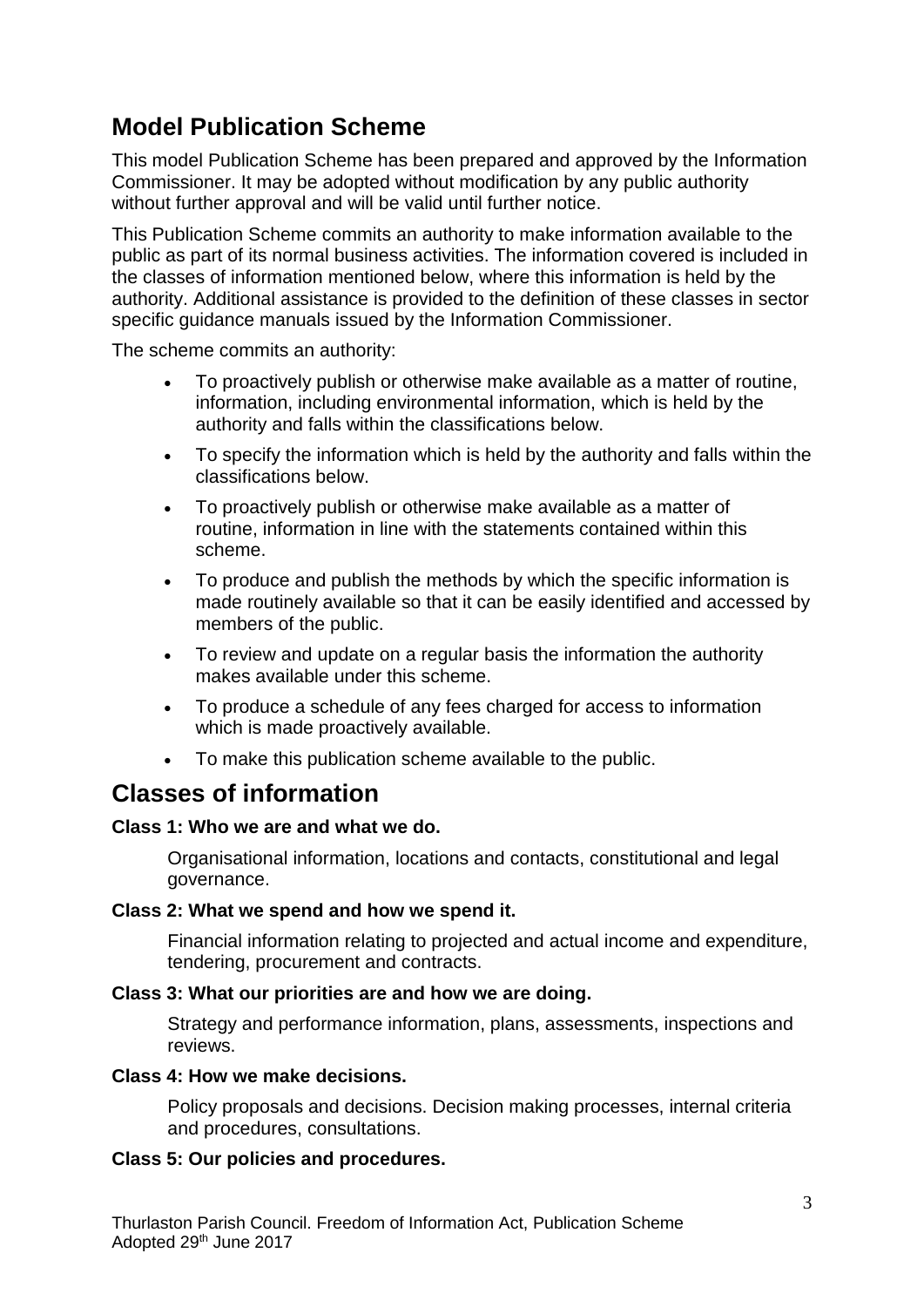## Model Publication Scheme

This model Publication Scheme has been prepared and approved by the Information Commissioner. It may be adopted without modification by any public authority without further approval and will be valid until further notice.

This Publication Scheme commits an authority to make information available to the public as part of its normal business activities. The information covered is included in the classes of information mentioned below, where this information is held by the authority. Additional assistance is provided to the definition of these classes in sector specific guidance manuals issued by the Information Commissioner.

The scheme commits an authority:

- To proactively publish or otherwise make available as a matter of routine, information, including environmental information, which is held by the authority and falls within the classifications below.
- To specify the information which is held by the authority and falls within the classifications below.
- To proactively publish or otherwise make available as a matter of routine, information in line with the statements contained within this scheme.
- To produce and publish the methods by which the specific information is made routinely available so that it can be easily identified and accessed by members of the public.
- To review and update on a regular basis the information the authority makes available under this scheme.
- To produce a schedule of any fees charged for access to information which is made proactively available.
- To make this publication scheme available to the public.

## Classes of information

**Class 1: Who we are and what we do.**

Organisational information, locations and contacts, constitutional and legal governance.

**Class 2: What we spend and how we spend it.**

Financial information relating to projected and actual income and expenditure, tendering, procurement and contracts.

**Class 3: What our priorities are and how we are doing.**

Strategy and performance information, plans, assessments, inspections and reviews.

**Class 4: How we make decisions.**

Policy proposals and decisions. Decision making processes, internal criteria and procedures, consultations.

**Class 5: Our policies and procedures.**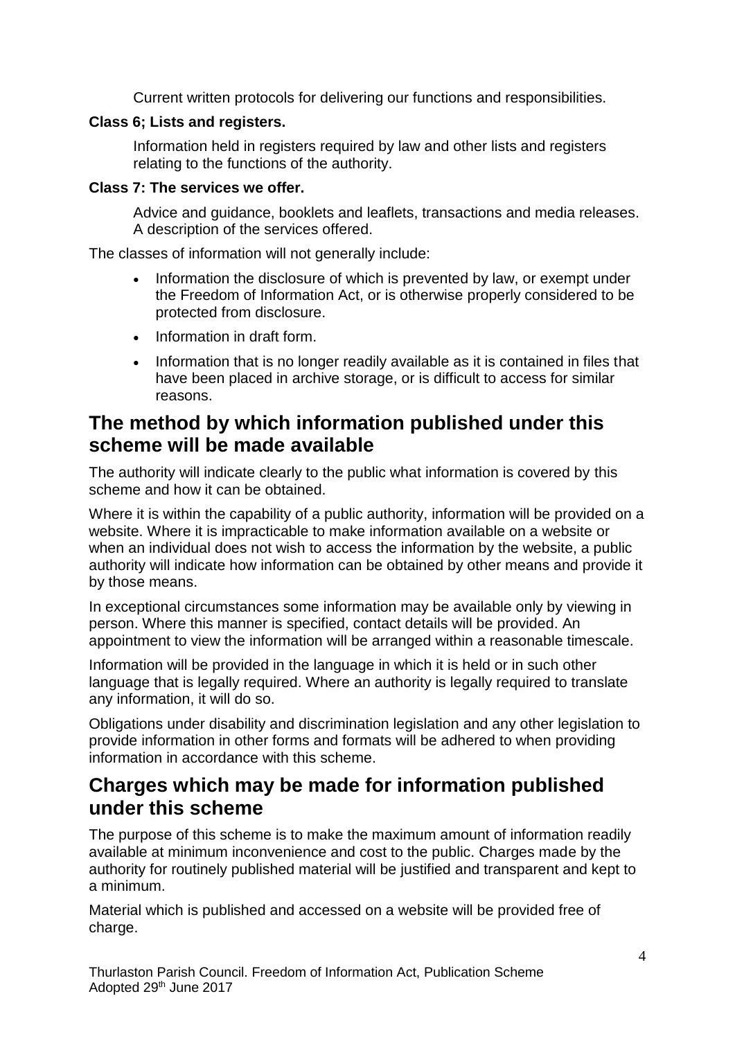Current written protocols for delivering our functions and responsibilities.

**Class 6; Lists and registers.**

Information held in registers required by law and other lists and registers relating to the functions of the authority.

**Class 7: The services we offer.**

Advice and guidance, booklets and leaflets, transactions and media releases. A description of the services offered.

The classes of information will not generally include:

- Information the disclosure of which is prevented by law, or exempt under the Freedom of Information Act, or is otherwise properly considered to be protected from disclosure.
- Information in draft form.
- Information that is no longer readily available as it is contained in files that have been placed in archive storage, or is difficult to access for similar reasons.

## The method by which information published under this scheme will be made available

The authority will indicate clearly to the public what information is covered by this scheme and how it can be obtained.

Where it is within the capability of a public authority, information will be provided on a website. Where it is impracticable to make information available on a website or when an individual does not wish to access the information by the website, a public authority will indicate how information can be obtained by other means and provide it by those means.

In exceptional circumstances some information may be available only by viewing in person. Where this manner is specified, contact details will be provided. An appointment to view the information will be arranged within a reasonable timescale.

Information will be provided in the language in which it is held or in such other language that is legally required. Where an authority is legally required to translate any information, it will do so.

Obligations under disability and discrimination legislation and any other legislation to provide information in other forms and formats will be adhered to when providing information in accordance with this scheme.

## Charges which may be made for information published under this scheme

The purpose of this scheme is to make the maximum amount of information readily available at minimum inconvenience and cost to the public. Charges made by the authority for routinely published material will be justified and transparent and kept to a minimum.

Material which is published and accessed on a website will be provided free of charge.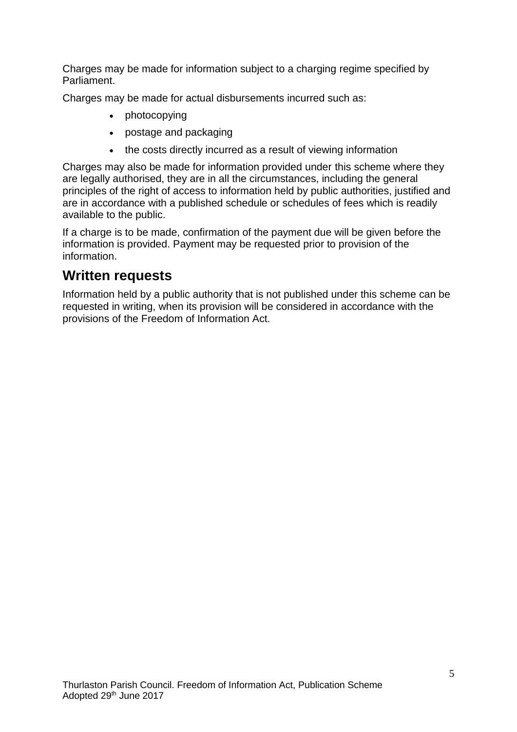Charges may be made for information subject to a charging regime specified by Parliament.

Charges may be made for actual disbursements incurred such as:

- photocopying
- postage and packaging
- the costs directly incurred as a result of viewing information

Charges may also be made for information provided under this scheme where they are legally authorised, they are in all the circumstances, including the general principles of the right of access to information held by public authorities, justified and are in accordance with a published schedule or schedules of fees which is readily available to the public.

If a charge is to be made, confirmation of the payment due will be given before the information is provided. Payment may be requested prior to provision of the information.

## Written requests

Information held by a public authority that is not published under this scheme can be requested in writing, when its provision will be considered in accordance with the provisions of the Freedom of Information Act.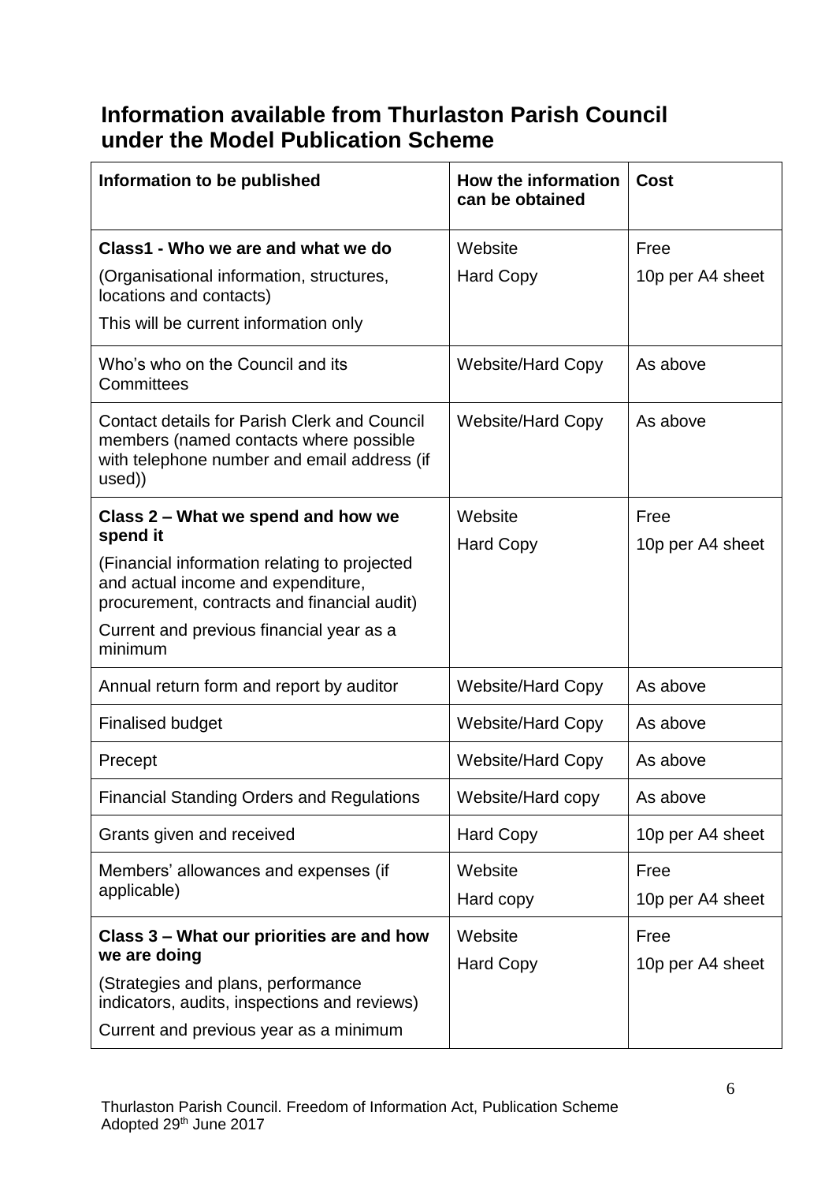## Information available from Thurlaston Parish Council under the Model Publication Scheme

| Information to be published | How the information can be obtained | Cost |
|---|---|---|
| **Class1 - Who we are and what we do**<br>(Organisational information, structures, locations and contacts)<br>This will be current information only | Website<br>Hard Copy | Free<br>10p per A4 sheet |
| Who's who on the Council and its Committees | Website/Hard Copy | As above |
| Contact details for Parish Clerk and Council members (named contacts where possible with telephone number and email address (if used)) | Website/Hard Copy | As above |
| **Class 2 – What we spend and how we spend it**<br>(Financial information relating to projected and actual income and expenditure, procurement, contracts and financial audit)<br>Current and previous financial year as a minimum | Website<br>Hard Copy | Free<br>10p per A4 sheet |
| Annual return form and report by auditor | Website/Hard Copy | As above |
| Finalised budget | Website/Hard Copy | As above |
| Precept | Website/Hard Copy | As above |
| Financial Standing Orders and Regulations | Website/Hard copy | As above |
| Grants given and received | Hard Copy | 10p per A4 sheet |
| Members' allowances and expenses (if applicable) | Website<br>Hard copy | Free<br>10p per A4 sheet |
| **Class 3 – What our priorities are and how we are doing**<br>(Strategies and plans, performance indicators, audits, inspections and reviews)<br>Current and previous year as a minimum | Website<br>Hard Copy | Free<br>10p per A4 sheet |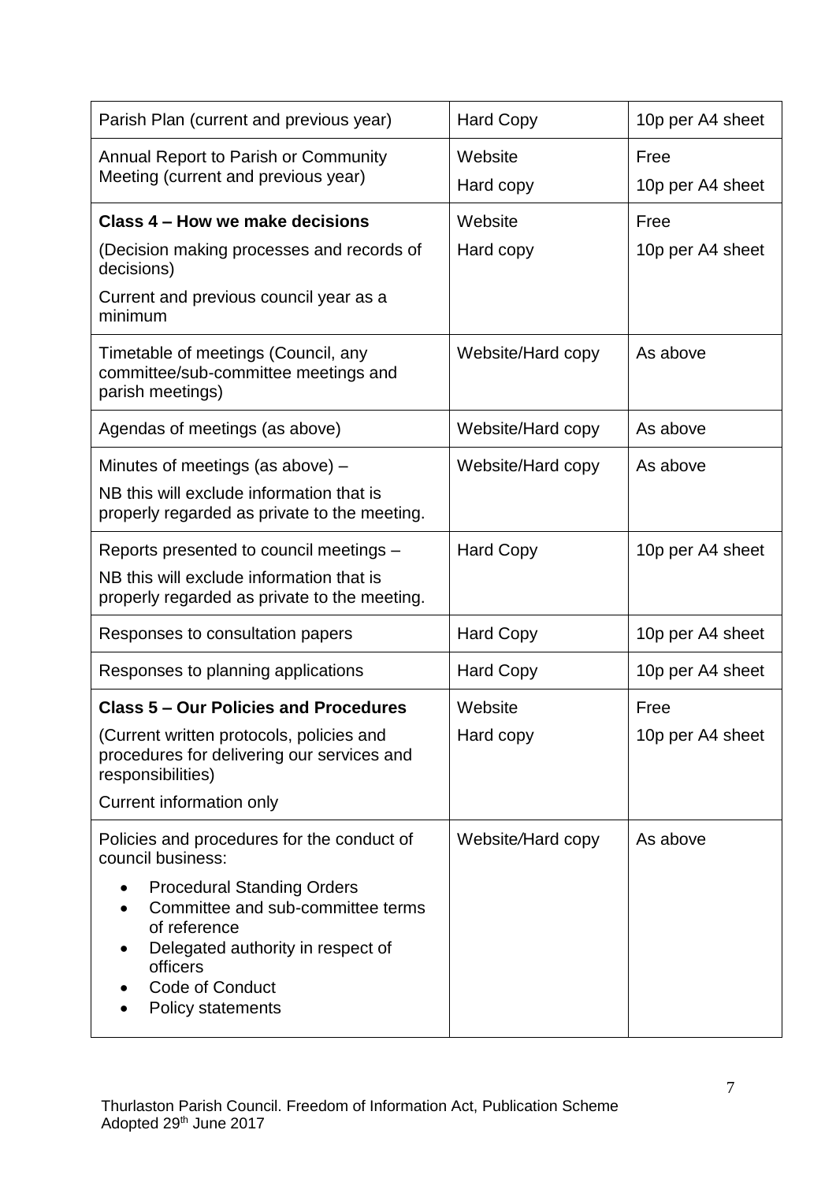| | | |
|---|---|---|
| Parish Plan (current and previous year) | Hard Copy | 10p per A4 sheet |
| Annual Report to Parish or Community Meeting (current and previous year) | Website<br>Hard copy | Free<br>10p per A4 sheet |
| **Class 4 – How we make decisions**<br>(Decision making processes and records of decisions)<br>Current and previous council year as a minimum | Website<br>Hard copy | Free<br>10p per A4 sheet |
| Timetable of meetings (Council, any committee/sub-committee meetings and parish meetings) | Website/Hard copy | As above |
| Agendas of meetings (as above) | Website/Hard copy | As above |
| Minutes of meetings (as above) –<br>NB this will exclude information that is properly regarded as private to the meeting. | Website/Hard copy | As above |
| Reports presented to council meetings –<br>NB this will exclude information that is properly regarded as private to the meeting. | Hard Copy | 10p per A4 sheet |
| Responses to consultation papers | Hard Copy | 10p per A4 sheet |
| Responses to planning applications | Hard Copy | 10p per A4 sheet |
| **Class 5 – Our Policies and Procedures**<br>(Current written protocols, policies and procedures for delivering our services and responsibilities)<br>Current information only | Website<br>Hard copy | Free<br>10p per A4 sheet |
| Policies and procedures for the conduct of council business:<br>• Procedural Standing Orders<br>• Committee and sub-committee terms of reference<br>• Delegated authority in respect of officers<br>• Code of Conduct<br>• Policy statements | Website/Hard copy | As above |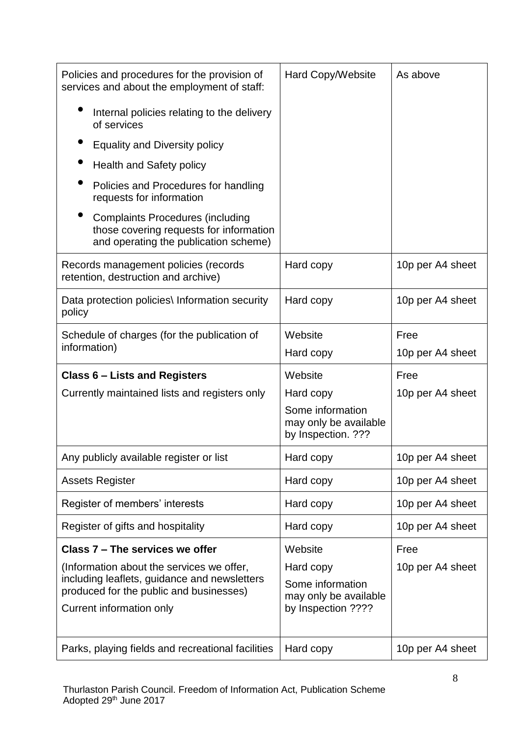| | | |
|---|---|---|
| Policies and procedures for the provision of services and about the employment of staff:<br>• Internal policies relating to the delivery of services<br>• Equality and Diversity policy<br>• Health and Safety policy<br>• Policies and Procedures for handling requests for information<br>• Complaints Procedures (including those covering requests for information and operating the publication scheme) | Hard Copy/Website | As above |
| Records management policies (records retention, destruction and archive) | Hard copy | 10p per A4 sheet |
| Data protection policies\ Information security policy | Hard copy | 10p per A4 sheet |
| Schedule of charges (for the publication of information) | Website<br>Hard copy | Free<br>10p per A4 sheet |
| **Class 6 – Lists and Registers**<br>Currently maintained lists and registers only | Website<br>Hard copy<br>Some information may only be available by Inspection. ??? | Free<br>10p per A4 sheet |
| Any publicly available register or list | Hard copy | 10p per A4 sheet |
| Assets Register | Hard copy | 10p per A4 sheet |
| Register of members' interests | Hard copy | 10p per A4 sheet |
| Register of gifts and hospitality | Hard copy | 10p per A4 sheet |
| **Class 7 – The services we offer**<br>(Information about the services we offer, including leaflets, guidance and newsletters produced for the public and businesses)<br>Current information only | Website<br>Hard copy<br>Some information may only be available by Inspection ???? | Free<br>10p per A4 sheet |
| Parks, playing fields and recreational facilities | Hard copy | 10p per A4 sheet |

Thurlaston Parish Council. Freedom of Information Act, Publication Scheme
Adopted 29th June 2017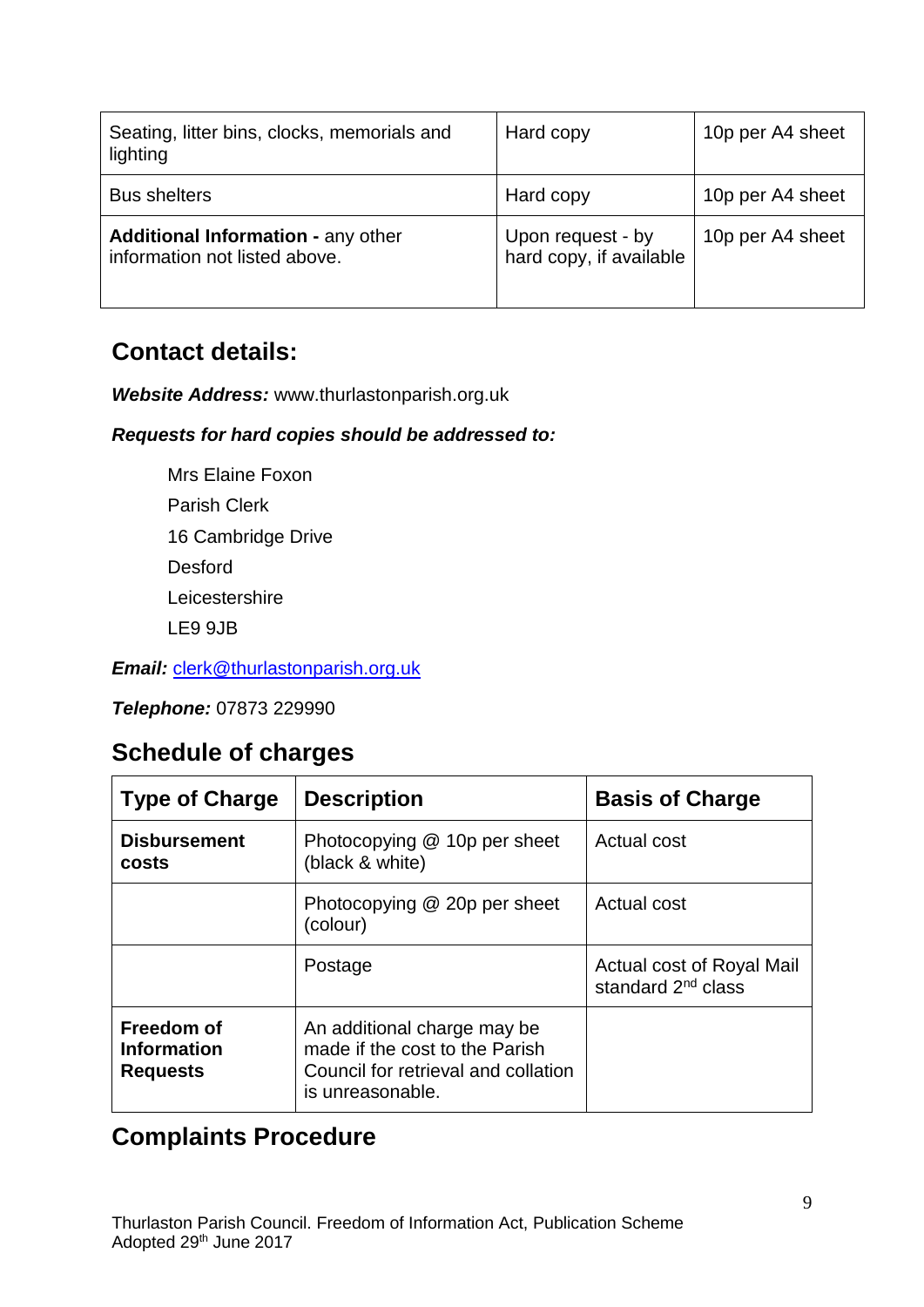| | | |
|---|---|---|
| Seating, litter bins, clocks, memorials and lighting | Hard copy | 10p per A4 sheet |
| Bus shelters | Hard copy | 10p per A4 sheet |
| **Additional Information -** any other information not listed above. | Upon request - by hard copy, if available | 10p per A4 sheet |

## Contact details:

***Website Address:*** www.thurlastonparish.org.uk

***Requests for hard copies should be addressed to:***

Mrs Elaine Foxon
Parish Clerk
16 Cambridge Drive
Desford
Leicestershire
LE9 9JB

***Email:*** clerk@thurlastonparish.org.uk

***Telephone:*** 07873 229990

## Schedule of charges

| Type of Charge | Description | Basis of Charge |
|---|---|---|
| **Disbursement costs** | Photocopying @ 10p per sheet (black & white) | Actual cost |
| | Photocopying @ 20p per sheet (colour) | Actual cost |
| | Postage | Actual cost of Royal Mail standard 2nd class |
| **Freedom of Information Requests** | An additional charge may be made if the cost to the Parish Council for retrieval and collation is unreasonable. | |

## Complaints Procedure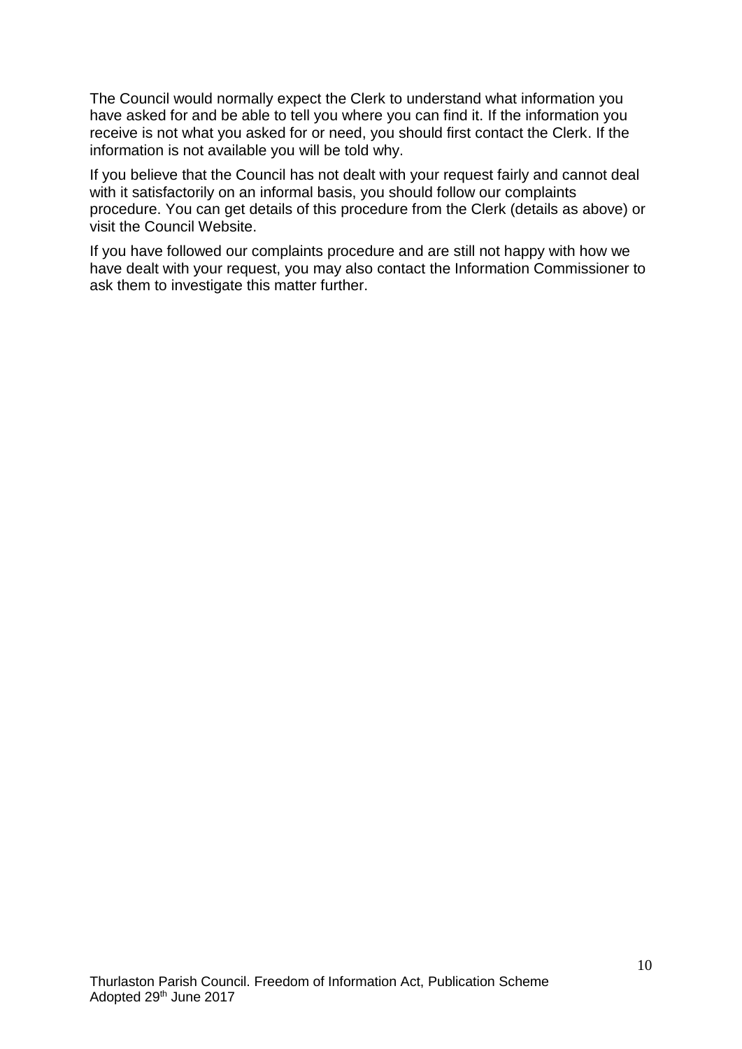The Council would normally expect the Clerk to understand what information you have asked for and be able to tell you where you can find it. If the information you receive is not what you asked for or need, you should first contact the Clerk. If the information is not available you will be told why.

If you believe that the Council has not dealt with your request fairly and cannot deal with it satisfactorily on an informal basis, you should follow our complaints procedure. You can get details of this procedure from the Clerk (details as above) or visit the Council Website.

If you have followed our complaints procedure and are still not happy with how we have dealt with your request, you may also contact the Information Commissioner to ask them to investigate this matter further.